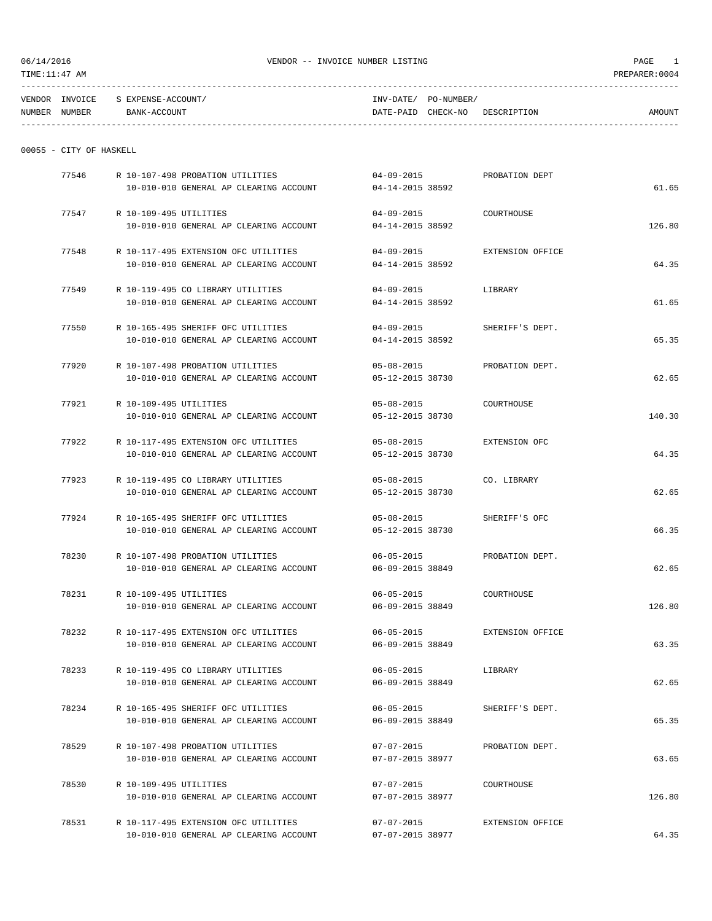06/14/2016 VENDOR -- INVOICE NUMBER LISTING PAGE 1

TIME:11:47 AM PREPARER:0004

| VENDOR NUMBER | INVOICE NUMBER | S EXPENSE-ACCOUNT/ BANK-ACCOUNT | INV-DATE/ DATE-PAID | PO-NUMBER/ CHECK-NO | DESCRIPTION | AMOUNT |
|---|---|---|---|---|---|---|

00055 - CITY OF HASKELL

| VENDOR NUMBER | INVOICE NUMBER | S EXPENSE-ACCOUNT/ BANK-ACCOUNT | INV-DATE/ DATE-PAID | PO-NUMBER/ CHECK-NO | DESCRIPTION | AMOUNT |
|---|---|---|---|---|---|---|
| | 77546 | R 10-107-498 PROBATION UTILITIES | 04-09-2015 | | PROBATION DEPT | |
| | | 10-010-010 GENERAL AP CLEARING ACCOUNT | 04-14-2015 | 38592 | | 61.65 |
| | 77547 | R 10-109-495 UTILITIES | 04-09-2015 | | COURTHOUSE | |
| | | 10-010-010 GENERAL AP CLEARING ACCOUNT | 04-14-2015 | 38592 | | 126.80 |
| | 77548 | R 10-117-495 EXTENSION OFC UTILITIES | 04-09-2015 | | EXTENSION OFFICE | |
| | | 10-010-010 GENERAL AP CLEARING ACCOUNT | 04-14-2015 | 38592 | | 64.35 |
| | 77549 | R 10-119-495 CO LIBRARY UTILITIES | 04-09-2015 | | LIBRARY | |
| | | 10-010-010 GENERAL AP CLEARING ACCOUNT | 04-14-2015 | 38592 | | 61.65 |
| | 77550 | R 10-165-495 SHERIFF OFC UTILITIES | 04-09-2015 | | SHERIFF'S DEPT. | |
| | | 10-010-010 GENERAL AP CLEARING ACCOUNT | 04-14-2015 | 38592 | | 65.35 |
| | 77920 | R 10-107-498 PROBATION UTILITIES | 05-08-2015 | | PROBATION DEPT. | |
| | | 10-010-010 GENERAL AP CLEARING ACCOUNT | 05-12-2015 | 38730 | | 62.65 |
| | 77921 | R 10-109-495 UTILITIES | 05-08-2015 | | COURTHOUSE | |
| | | 10-010-010 GENERAL AP CLEARING ACCOUNT | 05-12-2015 | 38730 | | 140.30 |
| | 77922 | R 10-117-495 EXTENSION OFC UTILITIES | 05-08-2015 | | EXTENSION OFC | |
| | | 10-010-010 GENERAL AP CLEARING ACCOUNT | 05-12-2015 | 38730 | | 64.35 |
| | 77923 | R 10-119-495 CO LIBRARY UTILITIES | 05-08-2015 | | CO. LIBRARY | |
| | | 10-010-010 GENERAL AP CLEARING ACCOUNT | 05-12-2015 | 38730 | | 62.65 |
| | 77924 | R 10-165-495 SHERIFF OFC UTILITIES | 05-08-2015 | | SHERIFF'S OFC | |
| | | 10-010-010 GENERAL AP CLEARING ACCOUNT | 05-12-2015 | 38730 | | 66.35 |
| | 78230 | R 10-107-498 PROBATION UTILITIES | 06-05-2015 | | PROBATION DEPT. | |
| | | 10-010-010 GENERAL AP CLEARING ACCOUNT | 06-09-2015 | 38849 | | 62.65 |
| | 78231 | R 10-109-495 UTILITIES | 06-05-2015 | | COURTHOUSE | |
| | | 10-010-010 GENERAL AP CLEARING ACCOUNT | 06-09-2015 | 38849 | | 126.80 |
| | 78232 | R 10-117-495 EXTENSION OFC UTILITIES | 06-05-2015 | | EXTENSION OFFICE | |
| | | 10-010-010 GENERAL AP CLEARING ACCOUNT | 06-09-2015 | 38849 | | 63.35 |
| | 78233 | R 10-119-495 CO LIBRARY UTILITIES | 06-05-2015 | | LIBRARY | |
| | | 10-010-010 GENERAL AP CLEARING ACCOUNT | 06-09-2015 | 38849 | | 62.65 |
| | 78234 | R 10-165-495 SHERIFF OFC UTILITIES | 06-05-2015 | | SHERIFF'S DEPT. | |
| | | 10-010-010 GENERAL AP CLEARING ACCOUNT | 06-09-2015 | 38849 | | 65.35 |
| | 78529 | R 10-107-498 PROBATION UTILITIES | 07-07-2015 | | PROBATION DEPT. | |
| | | 10-010-010 GENERAL AP CLEARING ACCOUNT | 07-07-2015 | 38977 | | 63.65 |
| | 78530 | R 10-109-495 UTILITIES | 07-07-2015 | | COURTHOUSE | |
| | | 10-010-010 GENERAL AP CLEARING ACCOUNT | 07-07-2015 | 38977 | | 126.80 |
| | 78531 | R 10-117-495 EXTENSION OFC UTILITIES | 07-07-2015 | | EXTENSION OFFICE | |
| | | 10-010-010 GENERAL AP CLEARING ACCOUNT | 07-07-2015 | 38977 | | 64.35 |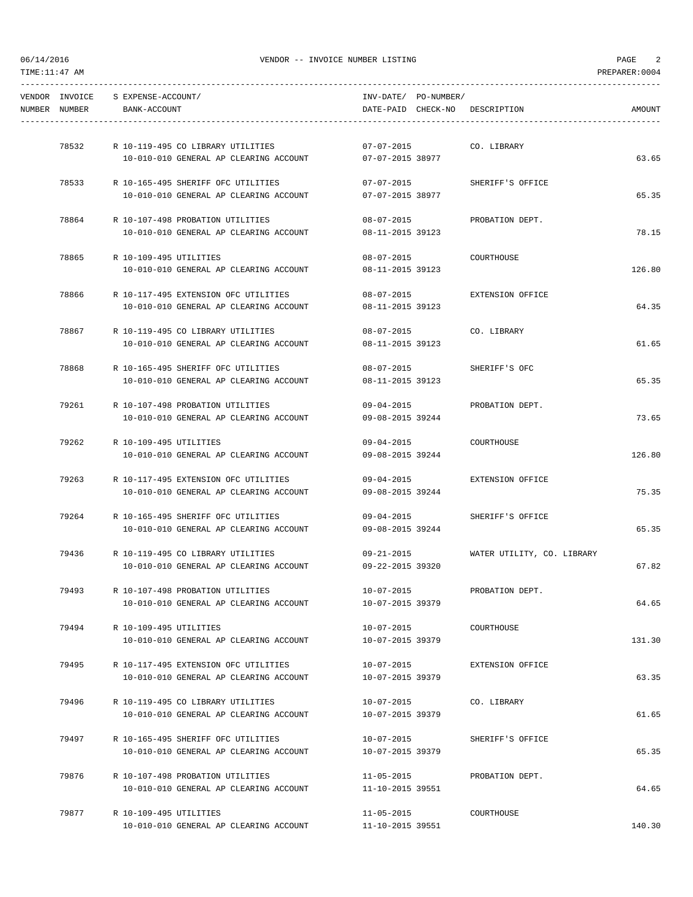| VENDOR NUMBER | INVOICE NUMBER | S | EXPENSE-ACCOUNT/ BANK-ACCOUNT | INV-DATE/ DATE-PAID | PO-NUMBER/ CHECK-NO | DESCRIPTION | AMOUNT |
|---|---|---|---|---|---|---|---|
| | 78532 | R | 10-119-495 CO LIBRARY UTILITIES<br>10-010-010 GENERAL AP CLEARING ACCOUNT | 07-07-2015<br>07-07-2015 | 38977 | CO. LIBRARY | 63.65 |
| | 78533 | R | 10-165-495 SHERIFF OFC UTILITIES<br>10-010-010 GENERAL AP CLEARING ACCOUNT | 07-07-2015<br>07-07-2015 | 38977 | SHERIFF'S OFFICE | 65.35 |
| | 78864 | R | 10-107-498 PROBATION UTILITIES<br>10-010-010 GENERAL AP CLEARING ACCOUNT | 08-07-2015<br>08-11-2015 | 39123 | PROBATION DEPT. | 78.15 |
| | 78865 | R | 10-109-495 UTILITIES<br>10-010-010 GENERAL AP CLEARING ACCOUNT | 08-07-2015<br>08-11-2015 | 39123 | COURTHOUSE | 126.80 |
| | 78866 | R | 10-117-495 EXTENSION OFC UTILITIES<br>10-010-010 GENERAL AP CLEARING ACCOUNT | 08-07-2015<br>08-11-2015 | 39123 | EXTENSION OFFICE | 64.35 |
| | 78867 | R | 10-119-495 CO LIBRARY UTILITIES<br>10-010-010 GENERAL AP CLEARING ACCOUNT | 08-07-2015<br>08-11-2015 | 39123 | CO. LIBRARY | 61.65 |
| | 78868 | R | 10-165-495 SHERIFF OFC UTILITIES<br>10-010-010 GENERAL AP CLEARING ACCOUNT | 08-07-2015<br>08-11-2015 | 39123 | SHERIFF'S OFC | 65.35 |
| | 79261 | R | 10-107-498 PROBATION UTILITIES<br>10-010-010 GENERAL AP CLEARING ACCOUNT | 09-04-2015<br>09-08-2015 | 39244 | PROBATION DEPT. | 73.65 |
| | 79262 | R | 10-109-495 UTILITIES<br>10-010-010 GENERAL AP CLEARING ACCOUNT | 09-04-2015<br>09-08-2015 | 39244 | COURTHOUSE | 126.80 |
| | 79263 | R | 10-117-495 EXTENSION OFC UTILITIES<br>10-010-010 GENERAL AP CLEARING ACCOUNT | 09-04-2015<br>09-08-2015 | 39244 | EXTENSION OFFICE | 75.35 |
| | 79264 | R | 10-165-495 SHERIFF OFC UTILITIES<br>10-010-010 GENERAL AP CLEARING ACCOUNT | 09-04-2015<br>09-08-2015 | 39244 | SHERIFF'S OFFICE | 65.35 |
| | 79436 | R | 10-119-495 CO LIBRARY UTILITIES<br>10-010-010 GENERAL AP CLEARING ACCOUNT | 09-21-2015<br>09-22-2015 | 39320 | WATER UTILITY, CO. LIBRARY | 67.82 |
| | 79493 | R | 10-107-498 PROBATION UTILITIES<br>10-010-010 GENERAL AP CLEARING ACCOUNT | 10-07-2015<br>10-07-2015 | 39379 | PROBATION DEPT. | 64.65 |
| | 79494 | R | 10-109-495 UTILITIES<br>10-010-010 GENERAL AP CLEARING ACCOUNT | 10-07-2015<br>10-07-2015 | 39379 | COURTHOUSE | 131.30 |
| | 79495 | R | 10-117-495 EXTENSION OFC UTILITIES<br>10-010-010 GENERAL AP CLEARING ACCOUNT | 10-07-2015<br>10-07-2015 | 39379 | EXTENSION OFFICE | 63.35 |
| | 79496 | R | 10-119-495 CO LIBRARY UTILITIES<br>10-010-010 GENERAL AP CLEARING ACCOUNT | 10-07-2015<br>10-07-2015 | 39379 | CO. LIBRARY | 61.65 |
| | 79497 | R | 10-165-495 SHERIFF OFC UTILITIES<br>10-010-010 GENERAL AP CLEARING ACCOUNT | 10-07-2015<br>10-07-2015 | 39379 | SHERIFF'S OFFICE | 65.35 |
| | 79876 | R | 10-107-498 PROBATION UTILITIES<br>10-010-010 GENERAL AP CLEARING ACCOUNT | 11-05-2015<br>11-10-2015 | 39551 | PROBATION DEPT. | 64.65 |
| | 79877 | R | 10-109-495 UTILITIES<br>10-010-010 GENERAL AP CLEARING ACCOUNT | 11-05-2015<br>11-10-2015 | 39551 | COURTHOUSE | 140.30 |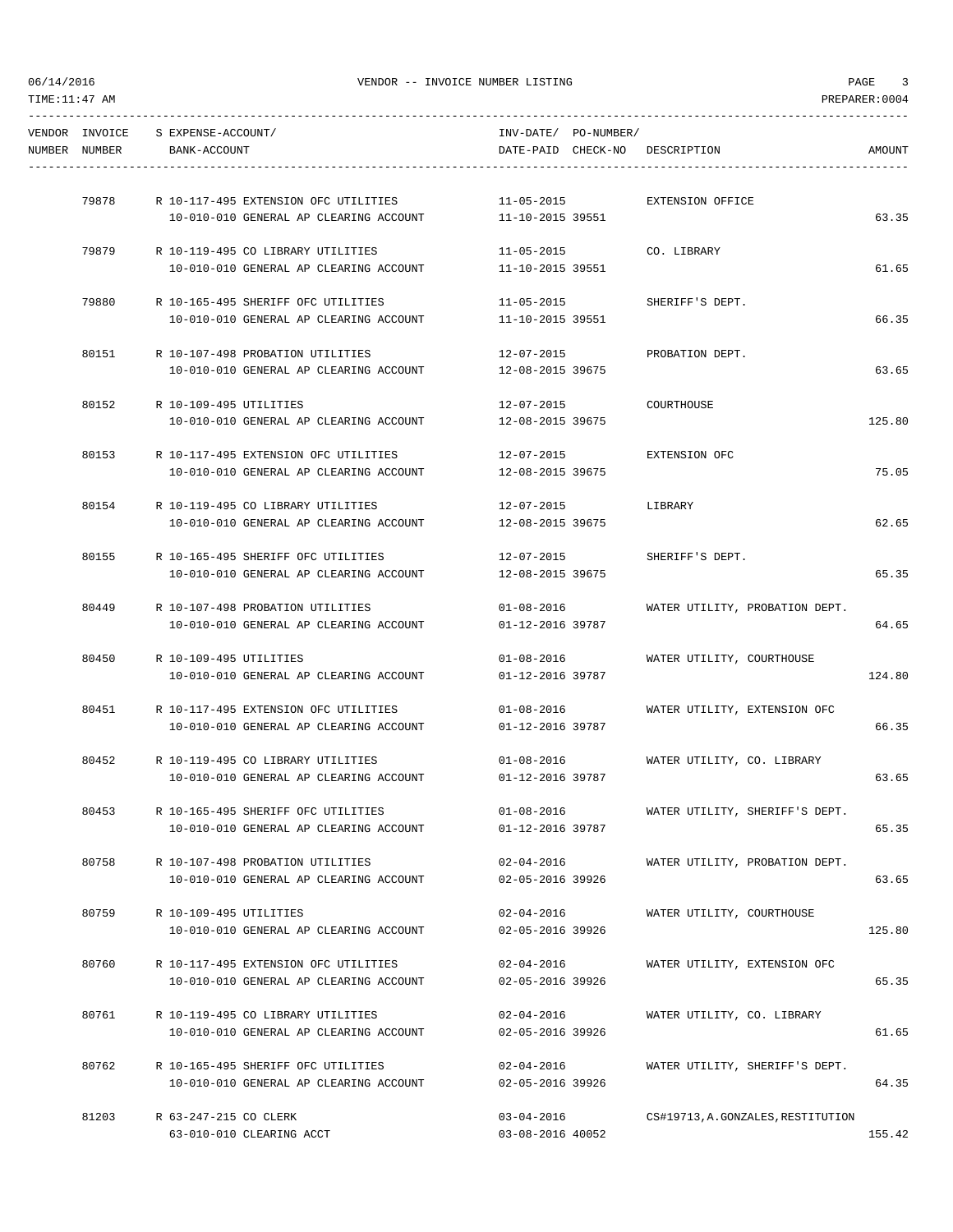| VENDOR NUMBER | INVOICE NUMBER | S | EXPENSE-ACCOUNT/ BANK-ACCOUNT | INV-DATE/ DATE-PAID | PO-NUMBER/ CHECK-NO | DESCRIPTION | AMOUNT |
|---|---|---|---|---|---|---|---|
| | 79878 | R | 10-117-495 EXTENSION OFC UTILITIES | 11-05-2015 | | EXTENSION OFFICE | |
| | | | 10-010-010 GENERAL AP CLEARING ACCOUNT | 11-10-2015 | 39551 | | 63.35 |
| | 79879 | R | 10-119-495 CO LIBRARY UTILITIES | 11-05-2015 | | CO. LIBRARY | |
| | | | 10-010-010 GENERAL AP CLEARING ACCOUNT | 11-10-2015 | 39551 | | 61.65 |
| | 79880 | R | 10-165-495 SHERIFF OFC UTILITIES | 11-05-2015 | | SHERIFF'S DEPT. | |
| | | | 10-010-010 GENERAL AP CLEARING ACCOUNT | 11-10-2015 | 39551 | | 66.35 |
| | 80151 | R | 10-107-498 PROBATION UTILITIES | 12-07-2015 | | PROBATION DEPT. | |
| | | | 10-010-010 GENERAL AP CLEARING ACCOUNT | 12-08-2015 | 39675 | | 63.65 |
| | 80152 | R | 10-109-495 UTILITIES | 12-07-2015 | | COURTHOUSE | |
| | | | 10-010-010 GENERAL AP CLEARING ACCOUNT | 12-08-2015 | 39675 | | 125.80 |
| | 80153 | R | 10-117-495 EXTENSION OFC UTILITIES | 12-07-2015 | | EXTENSION OFC | |
| | | | 10-010-010 GENERAL AP CLEARING ACCOUNT | 12-08-2015 | 39675 | | 75.05 |
| | 80154 | R | 10-119-495 CO LIBRARY UTILITIES | 12-07-2015 | | LIBRARY | |
| | | | 10-010-010 GENERAL AP CLEARING ACCOUNT | 12-08-2015 | 39675 | | 62.65 |
| | 80155 | R | 10-165-495 SHERIFF OFC UTILITIES | 12-07-2015 | | SHERIFF'S DEPT. | |
| | | | 10-010-010 GENERAL AP CLEARING ACCOUNT | 12-08-2015 | 39675 | | 65.35 |
| | 80449 | R | 10-107-498 PROBATION UTILITIES | 01-08-2016 | | WATER UTILITY, PROBATION DEPT. | |
| | | | 10-010-010 GENERAL AP CLEARING ACCOUNT | 01-12-2016 | 39787 | | 64.65 |
| | 80450 | R | 10-109-495 UTILITIES | 01-08-2016 | | WATER UTILITY, COURTHOUSE | |
| | | | 10-010-010 GENERAL AP CLEARING ACCOUNT | 01-12-2016 | 39787 | | 124.80 |
| | 80451 | R | 10-117-495 EXTENSION OFC UTILITIES | 01-08-2016 | | WATER UTILITY, EXTENSION OFC | |
| | | | 10-010-010 GENERAL AP CLEARING ACCOUNT | 01-12-2016 | 39787 | | 66.35 |
| | 80452 | R | 10-119-495 CO LIBRARY UTILITIES | 01-08-2016 | | WATER UTILITY, CO. LIBRARY | |
| | | | 10-010-010 GENERAL AP CLEARING ACCOUNT | 01-12-2016 | 39787 | | 63.65 |
| | 80453 | R | 10-165-495 SHERIFF OFC UTILITIES | 01-08-2016 | | WATER UTILITY, SHERIFF'S DEPT. | |
| | | | 10-010-010 GENERAL AP CLEARING ACCOUNT | 01-12-2016 | 39787 | | 65.35 |
| | 80758 | R | 10-107-498 PROBATION UTILITIES | 02-04-2016 | | WATER UTILITY, PROBATION DEPT. | |
| | | | 10-010-010 GENERAL AP CLEARING ACCOUNT | 02-05-2016 | 39926 | | 63.65 |
| | 80759 | R | 10-109-495 UTILITIES | 02-04-2016 | | WATER UTILITY, COURTHOUSE | |
| | | | 10-010-010 GENERAL AP CLEARING ACCOUNT | 02-05-2016 | 39926 | | 125.80 |
| | 80760 | R | 10-117-495 EXTENSION OFC UTILITIES | 02-04-2016 | | WATER UTILITY, EXTENSION OFC | |
| | | | 10-010-010 GENERAL AP CLEARING ACCOUNT | 02-05-2016 | 39926 | | 65.35 |
| | 80761 | R | 10-119-495 CO LIBRARY UTILITIES | 02-04-2016 | | WATER UTILITY, CO. LIBRARY | |
| | | | 10-010-010 GENERAL AP CLEARING ACCOUNT | 02-05-2016 | 39926 | | 61.65 |
| | 80762 | R | 10-165-495 SHERIFF OFC UTILITIES | 02-04-2016 | | WATER UTILITY, SHERIFF'S DEPT. | |
| | | | 10-010-010 GENERAL AP CLEARING ACCOUNT | 02-05-2016 | 39926 | | 64.35 |
| | 81203 | R | 63-247-215 CO CLERK | 03-04-2016 | | CS#19713,A.GONZALES,RESTITUTION | |
| | | | 63-010-010 CLEARING ACCT | 03-08-2016 | 40052 | | 155.42 |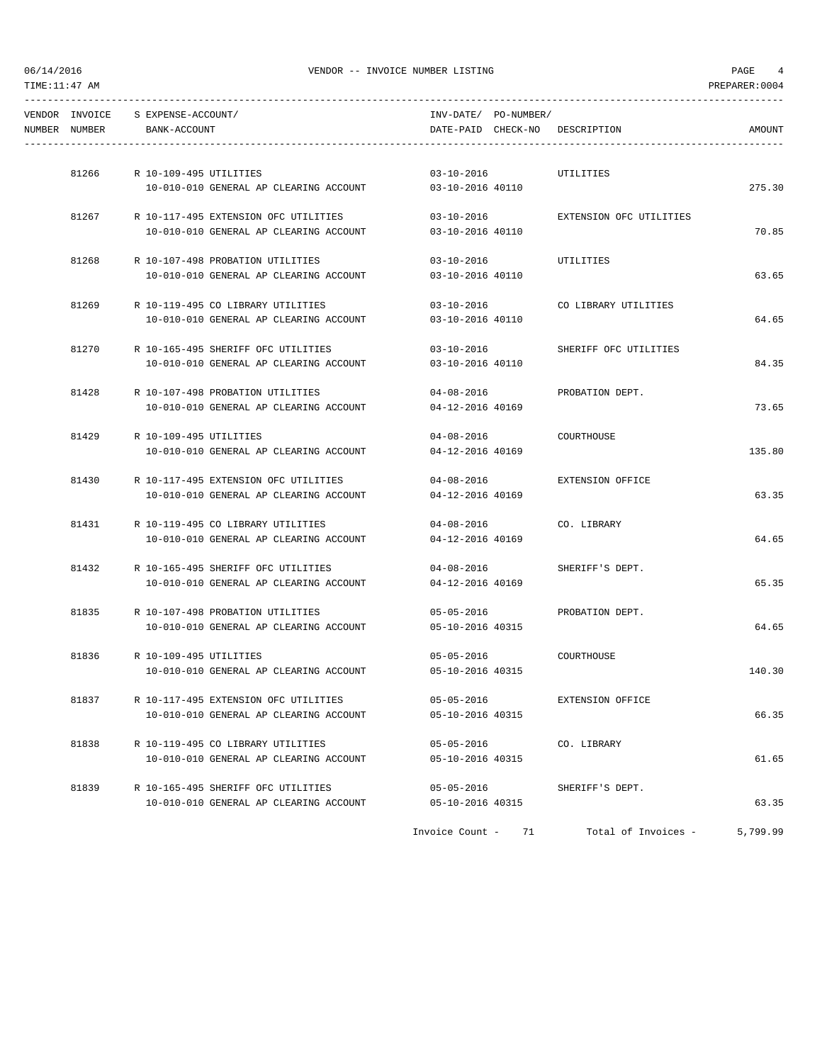06/14/2016 VENDOR -- INVOICE NUMBER LISTING PAGE 4
TIME:11:47 AM PREPARER:0004

| VENDOR NUMBER | INVOICE NUMBER | S | EXPENSE-ACCOUNT/ BANK-ACCOUNT | INV-DATE/ DATE-PAID | PO-NUMBER/ CHECK-NO | DESCRIPTION | AMOUNT |
|---|---|---|---|---|---|---|---|
| | 81266 | R | 10-109-495 UTILITIES | 03-10-2016 | | UTILITIES | |
| | | | 10-010-010 GENERAL AP CLEARING ACCOUNT | 03-10-2016 | 40110 | | 275.30 |
| | 81267 | R | 10-117-495 EXTENSION OFC UTILITIES | 03-10-2016 | | EXTENSION OFC UTILITIES | |
| | | | 10-010-010 GENERAL AP CLEARING ACCOUNT | 03-10-2016 | 40110 | | 70.85 |
| | 81268 | R | 10-107-498 PROBATION UTILITIES | 03-10-2016 | | UTILITIES | |
| | | | 10-010-010 GENERAL AP CLEARING ACCOUNT | 03-10-2016 | 40110 | | 63.65 |
| | 81269 | R | 10-119-495 CO LIBRARY UTILITIES | 03-10-2016 | | CO LIBRARY UTILITIES | |
| | | | 10-010-010 GENERAL AP CLEARING ACCOUNT | 03-10-2016 | 40110 | | 64.65 |
| | 81270 | R | 10-165-495 SHERIFF OFC UTILITIES | 03-10-2016 | | SHERIFF OFC UTILITIES | |
| | | | 10-010-010 GENERAL AP CLEARING ACCOUNT | 03-10-2016 | 40110 | | 84.35 |
| | 81428 | R | 10-107-498 PROBATION UTILITIES | 04-08-2016 | | PROBATION DEPT. | |
| | | | 10-010-010 GENERAL AP CLEARING ACCOUNT | 04-12-2016 | 40169 | | 73.65 |
| | 81429 | R | 10-109-495 UTILITIES | 04-08-2016 | | COURTHOUSE | |
| | | | 10-010-010 GENERAL AP CLEARING ACCOUNT | 04-12-2016 | 40169 | | 135.80 |
| | 81430 | R | 10-117-495 EXTENSION OFC UTILITIES | 04-08-2016 | | EXTENSION OFFICE | |
| | | | 10-010-010 GENERAL AP CLEARING ACCOUNT | 04-12-2016 | 40169 | | 63.35 |
| | 81431 | R | 10-119-495 CO LIBRARY UTILITIES | 04-08-2016 | | CO. LIBRARY | |
| | | | 10-010-010 GENERAL AP CLEARING ACCOUNT | 04-12-2016 | 40169 | | 64.65 |
| | 81432 | R | 10-165-495 SHERIFF OFC UTILITIES | 04-08-2016 | | SHERIFF'S DEPT. | |
| | | | 10-010-010 GENERAL AP CLEARING ACCOUNT | 04-12-2016 | 40169 | | 65.35 |
| | 81835 | R | 10-107-498 PROBATION UTILITIES | 05-05-2016 | | PROBATION DEPT. | |
| | | | 10-010-010 GENERAL AP CLEARING ACCOUNT | 05-10-2016 | 40315 | | 64.65 |
| | 81836 | R | 10-109-495 UTILITIES | 05-05-2016 | | COURTHOUSE | |
| | | | 10-010-010 GENERAL AP CLEARING ACCOUNT | 05-10-2016 | 40315 | | 140.30 |
| | 81837 | R | 10-117-495 EXTENSION OFC UTILITIES | 05-05-2016 | | EXTENSION OFFICE | |
| | | | 10-010-010 GENERAL AP CLEARING ACCOUNT | 05-10-2016 | 40315 | | 66.35 |
| | 81838 | R | 10-119-495 CO LIBRARY UTILITIES | 05-05-2016 | | CO. LIBRARY | |
| | | | 10-010-010 GENERAL AP CLEARING ACCOUNT | 05-10-2016 | 40315 | | 61.65 |
| | 81839 | R | 10-165-495 SHERIFF OFC UTILITIES | 05-05-2016 | | SHERIFF'S DEPT. | |
| | | | 10-010-010 GENERAL AP CLEARING ACCOUNT | 05-10-2016 | 40315 | | 63.35 |

Invoice Count - 71 Total of Invoices - 5,799.99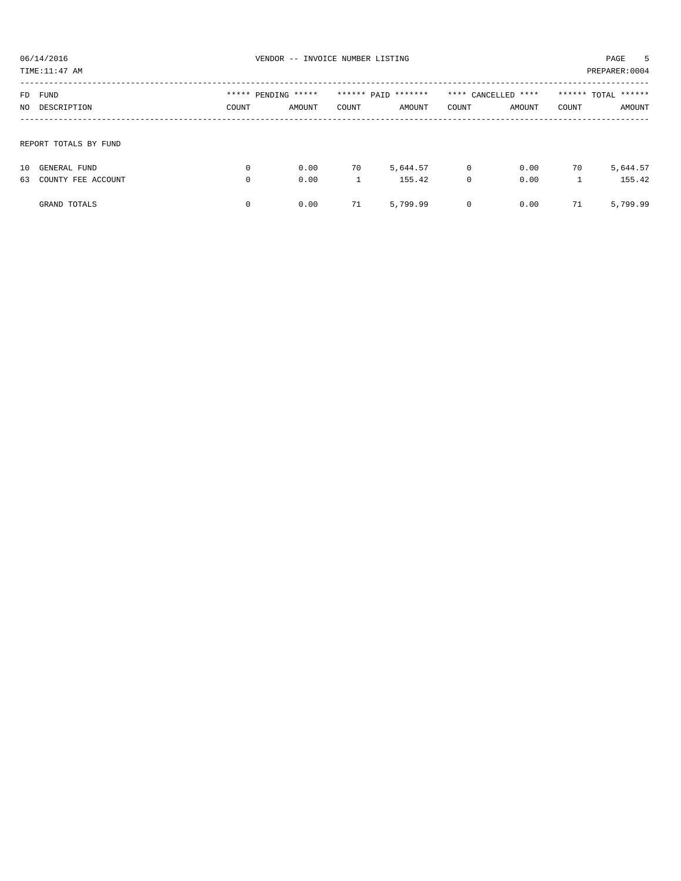06/14/2016 VENDOR -- INVOICE NUMBER LISTING

TIME:11:47 AM PREPARER:0004

| FD NO | FUND DESCRIPTION | ***** PENDING ***** COUNT | AMOUNT | ****** PAID ******* COUNT | AMOUNT | **** CANCELLED **** COUNT | AMOUNT | ****** TOTAL ****** COUNT | AMOUNT |
|---|---|---|---|---|---|---|---|---|---|
| | REPORT TOTALS BY FUND | | | | | | | | |
| 10 | GENERAL FUND | 0 | 0.00 | 70 | 5,644.57 | 0 | 0.00 | 70 | 5,644.57 |
| 63 | COUNTY FEE ACCOUNT | 0 | 0.00 | 1 | 155.42 | 0 | 0.00 | 1 | 155.42 |
| | GRAND TOTALS | 0 | 0.00 | 71 | 5,799.99 | 0 | 0.00 | 71 | 5,799.99 |